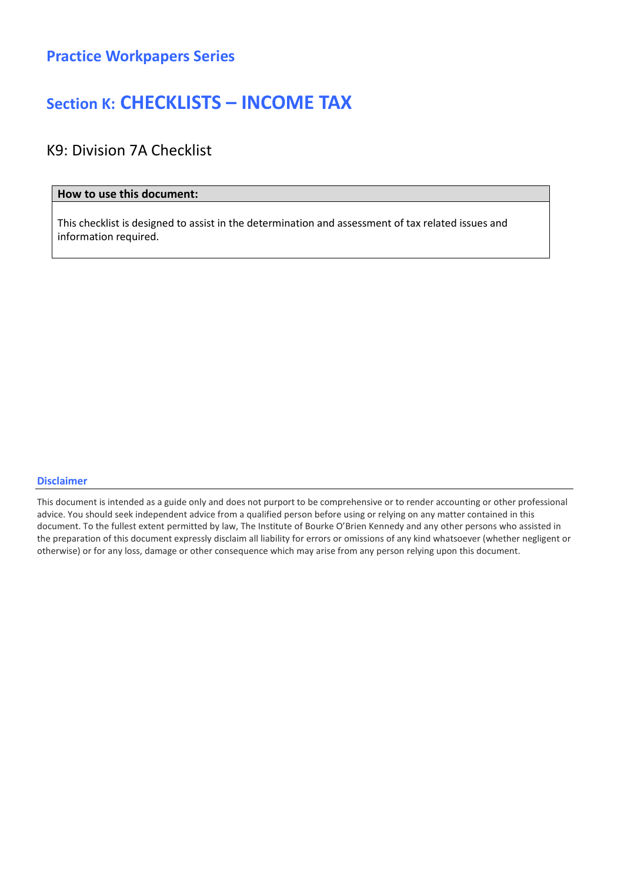## Practice Workpapers Series

# Section K: CHECKLISTS – INCOME TAX

## K9: Division 7A Checklist

| How to use this document: |
| --- |
| This checklist is designed to assist in the determination and assessment of tax related issues and information required. |

**Disclaimer**

This document is intended as a guide only and does not purport to be comprehensive or to render accounting or other professional advice. You should seek independent advice from a qualified person before using or relying on any matter contained in this document. To the fullest extent permitted by law, The Institute of Bourke O'Brien Kennedy and any other persons who assisted in the preparation of this document expressly disclaim all liability for errors or omissions of any kind whatsoever (whether negligent or otherwise) or for any loss, damage or other consequence which may arise from any person relying upon this document.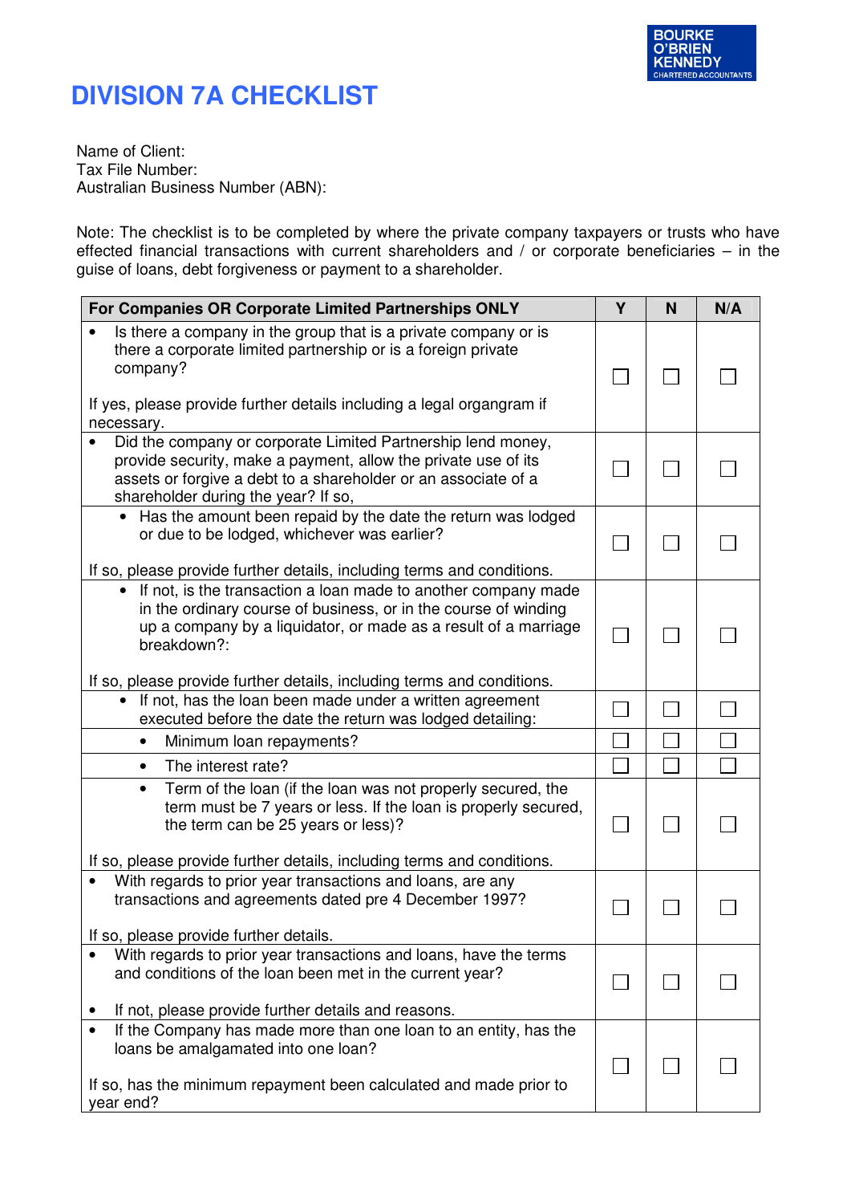BOURKE O'BRIEN KENNEDY CHARTERED ACCOUNTANTS

# DIVISION 7A CHECKLIST

Name of Client:
Tax File Number:
Australian Business Number (ABN):

Note: The checklist is to be completed by where the private company taxpayers or trusts who have effected financial transactions with current shareholders and / or corporate beneficiaries – in the guise of loans, debt forgiveness or payment to a shareholder.

| For Companies OR Corporate Limited Partnerships ONLY | Y | N | N/A |
|---|---|---|---|
| • Is there a company in the group that is a private company or is there a corporate limited partnership or is a foreign private company?<br><br>If yes, please provide further details including a legal organgram if necessary. | ☐ | ☐ | ☐ |
| • Did the company or corporate Limited Partnership lend money, provide security, make a payment, allow the private use of its assets or forgive a debt to a shareholder or an associate of a shareholder during the year? If so, | ☐ | ☐ | ☐ |
| • Has the amount been repaid by the date the return was lodged or due to be lodged, whichever was earlier?<br><br>If so, please provide further details, including terms and conditions. | ☐ | ☐ | ☐ |
| • If not, is the transaction a loan made to another company made in the ordinary course of business, or in the course of winding up a company by a liquidator, or made as a result of a marriage breakdown?:<br><br>If so, please provide further details, including terms and conditions. | ☐ | ☐ | ☐ |
| • If not, has the loan been made under a written agreement executed before the date the return was lodged detailing: | ☐ | ☐ | ☐ |
| • Minimum loan repayments? | ☐ | ☐ | ☐ |
| • The interest rate? | ☐ | ☐ | ☐ |
| • Term of the loan (if the loan was not properly secured, the term must be 7 years or less. If the loan is properly secured, the term can be 25 years or less)?<br><br>If so, please provide further details, including terms and conditions. | ☐ | ☐ | ☐ |
| • With regards to prior year transactions and loans, are any transactions and agreements dated pre 4 December 1997?<br><br>If so, please provide further details. | ☐ | ☐ | ☐ |
| • With regards to prior year transactions and loans, have the terms and conditions of the loan been met in the current year?<br><br>• If not, please provide further details and reasons. | ☐ | ☐ | ☐ |
| • If the Company has made more than one loan to an entity, has the loans be amalgamated into one loan?<br><br>If so, has the minimum repayment been calculated and made prior to year end? | ☐ | ☐ | ☐ |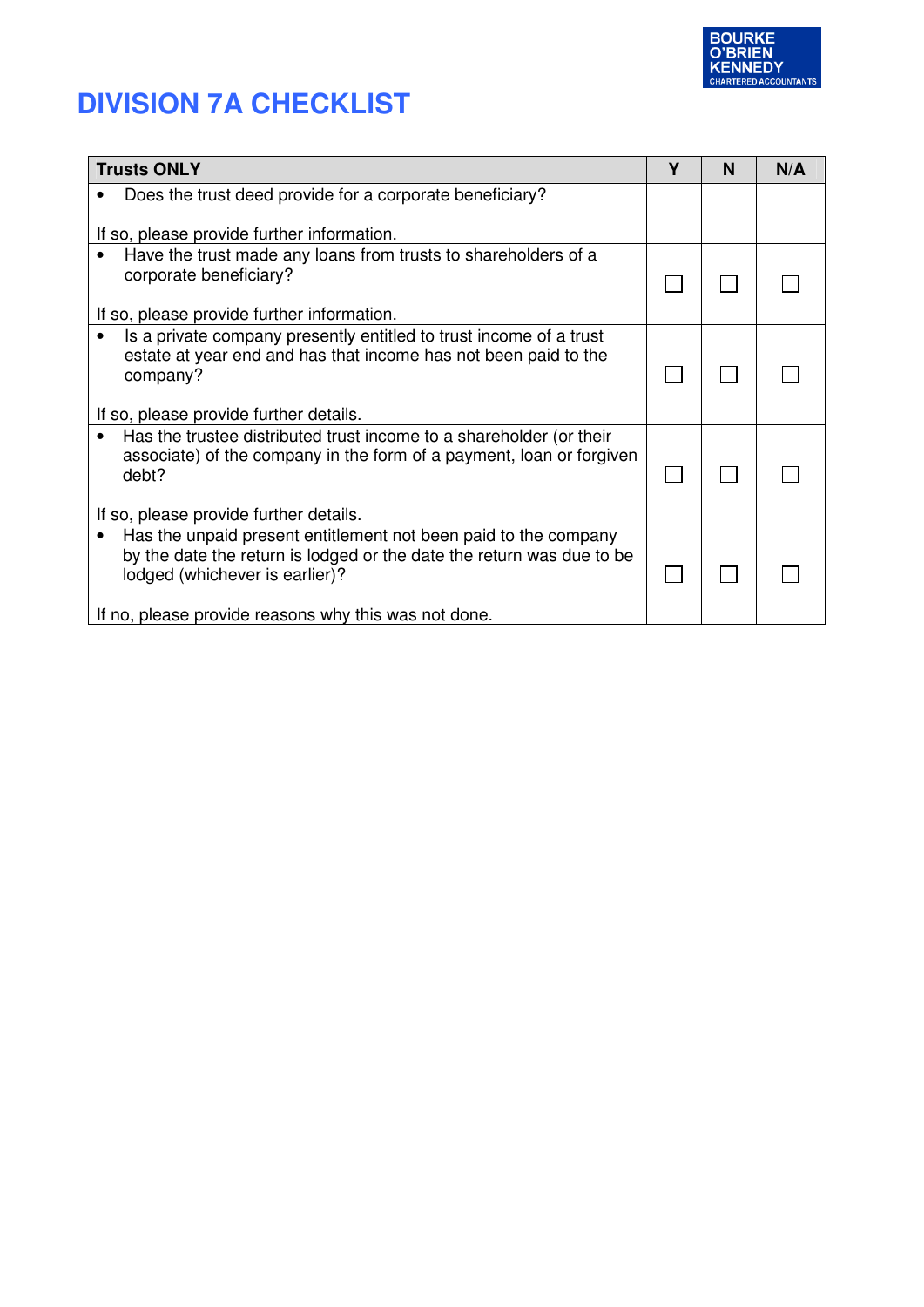# DIVISION 7A CHECKLIST

| Trusts ONLY | Y | N | N/A |
|---|---|---|---|
| • Does the trust deed provide for a corporate beneficiary?<br><br>If so, please provide further information. | | | |
| • Have the trust made any loans from trusts to shareholders of a corporate beneficiary?<br><br>If so, please provide further information. | ☐ | ☐ | ☐ |
| • Is a private company presently entitled to trust income of a trust estate at year end and has that income has not been paid to the company?<br><br>If so, please provide further details. | ☐ | ☐ | ☐ |
| • Has the trustee distributed trust income to a shareholder (or their associate) of the company in the form of a payment, loan or forgiven debt?<br><br>If so, please provide further details. | ☐ | ☐ | ☐ |
| • Has the unpaid present entitlement not been paid to the company by the date the return is lodged or the date the return was due to be lodged (whichever is earlier)?<br><br>If no, please provide reasons why this was not done. | ☐ | ☐ | ☐ |